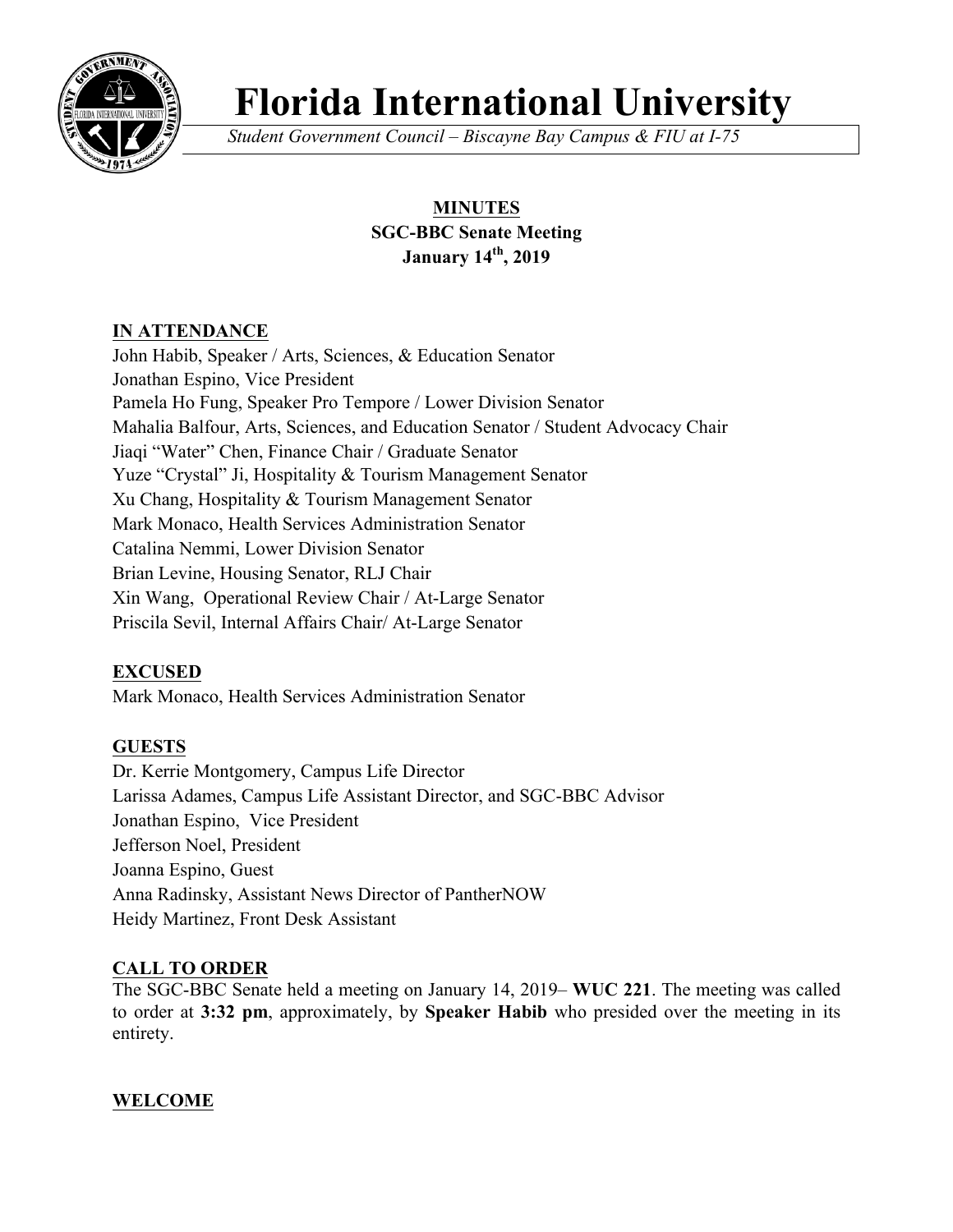# Florida International University

*Student Government Council – Biscayne Bay Campus & FIU at I-75*

**MINUTES**
**SGC-BBC Senate Meeting**
**January 14th, 2019**

## IN ATTENDANCE

John Habib, Speaker / Arts, Sciences, & Education Senator
Jonathan Espino, Vice President
Pamela Ho Fung, Speaker Pro Tempore / Lower Division Senator
Mahalia Balfour, Arts, Sciences, and Education Senator / Student Advocacy Chair
Jiaqi "Water" Chen, Finance Chair / Graduate Senator
Yuze "Crystal" Ji, Hospitality & Tourism Management Senator
Xu Chang, Hospitality & Tourism Management Senator
Mark Monaco, Health Services Administration Senator
Catalina Nemmi, Lower Division Senator
Brian Levine, Housing Senator, RLJ Chair
Xin Wang, Operational Review Chair / At-Large Senator
Priscila Sevil, Internal Affairs Chair/ At-Large Senator

## EXCUSED

Mark Monaco, Health Services Administration Senator

## GUESTS

Dr. Kerrie Montgomery, Campus Life Director
Larissa Adames, Campus Life Assistant Director, and SGC-BBC Advisor
Jonathan Espino, Vice President
Jefferson Noel, President
Joanna Espino, Guest
Anna Radinsky, Assistant News Director of PantherNOW
Heidy Martinez, Front Desk Assistant

## CALL TO ORDER

The SGC-BBC Senate held a meeting on January 14, 2019– **WUC 221**. The meeting was called to order at **3:32 pm**, approximately, by **Speaker Habib** who presided over the meeting in its entirety.

## WELCOME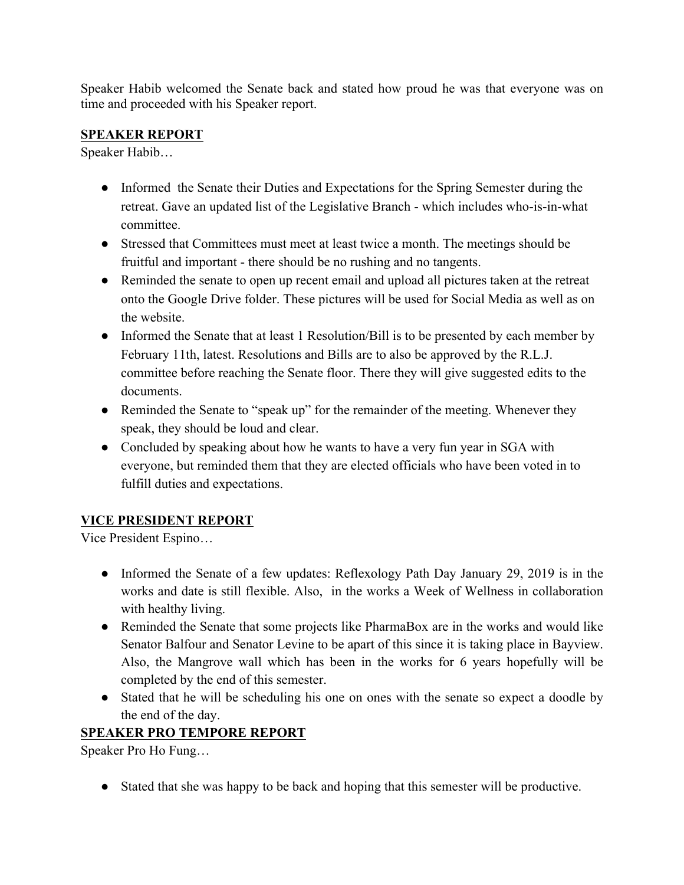Speaker Habib welcomed the Senate back and stated how proud he was that everyone was on time and proceeded with his Speaker report.

## SPEAKER REPORT

Speaker Habib…

- Informed  the Senate their Duties and Expectations for the Spring Semester during the retreat. Gave an updated list of the Legislative Branch - which includes who-is-in-what committee.
- Stressed that Committees must meet at least twice a month. The meetings should be fruitful and important - there should be no rushing and no tangents.
- Reminded the senate to open up recent email and upload all pictures taken at the retreat onto the Google Drive folder. These pictures will be used for Social Media as well as on the website.
- Informed the Senate that at least 1 Resolution/Bill is to be presented by each member by February 11th, latest. Resolutions and Bills are to also be approved by the R.L.J. committee before reaching the Senate floor. There they will give suggested edits to the documents.
- Reminded the Senate to "speak up" for the remainder of the meeting. Whenever they speak, they should be loud and clear.
- Concluded by speaking about how he wants to have a very fun year in SGA with everyone, but reminded them that they are elected officials who have been voted in to fulfill duties and expectations.

## VICE PRESIDENT REPORT

Vice President Espino…

- Informed the Senate of a few updates: Reflexology Path Day January 29, 2019 is in the works and date is still flexible. Also,  in the works a Week of Wellness in collaboration with healthy living.
- Reminded the Senate that some projects like PharmaBox are in the works and would like Senator Balfour and Senator Levine to be apart of this since it is taking place in Bayview. Also, the Mangrove wall which has been in the works for 6 years hopefully will be completed by the end of this semester.
- Stated that he will be scheduling his one on ones with the senate so expect a doodle by the end of the day.

## SPEAKER PRO TEMPORE REPORT

Speaker Pro Ho Fung…

- Stated that she was happy to be back and hoping that this semester will be productive.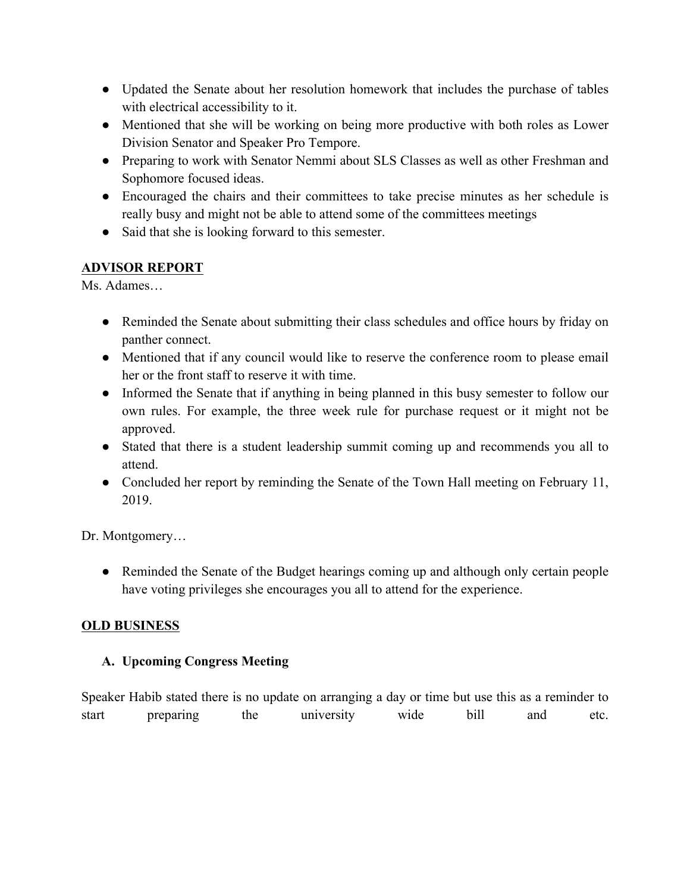- Updated the Senate about her resolution homework that includes the purchase of tables with electrical accessibility to it.
- Mentioned that she will be working on being more productive with both roles as Lower Division Senator and Speaker Pro Tempore.
- Preparing to work with Senator Nemmi about SLS Classes as well as other Freshman and Sophomore focused ideas.
- Encouraged the chairs and their committees to take precise minutes as her schedule is really busy and might not be able to attend some of the committees meetings
- Said that she is looking forward to this semester.

## ADVISOR REPORT

Ms. Adames…

- Reminded the Senate about submitting their class schedules and office hours by friday on panther connect.
- Mentioned that if any council would like to reserve the conference room to please email her or the front staff to reserve it with time.
- Informed the Senate that if anything in being planned in this busy semester to follow our own rules. For example, the three week rule for purchase request or it might not be approved.
- Stated that there is a student leadership summit coming up and recommends you all to attend.
- Concluded her report by reminding the Senate of the Town Hall meeting on February 11, 2019.

Dr. Montgomery…

- Reminded the Senate of the Budget hearings coming up and although only certain people have voting privileges she encourages you all to attend for the experience.

## OLD BUSINESS

### A. Upcoming Congress Meeting

Speaker Habib stated there is no update on arranging a day or time but use this as a reminder to start preparing the university wide bill and etc.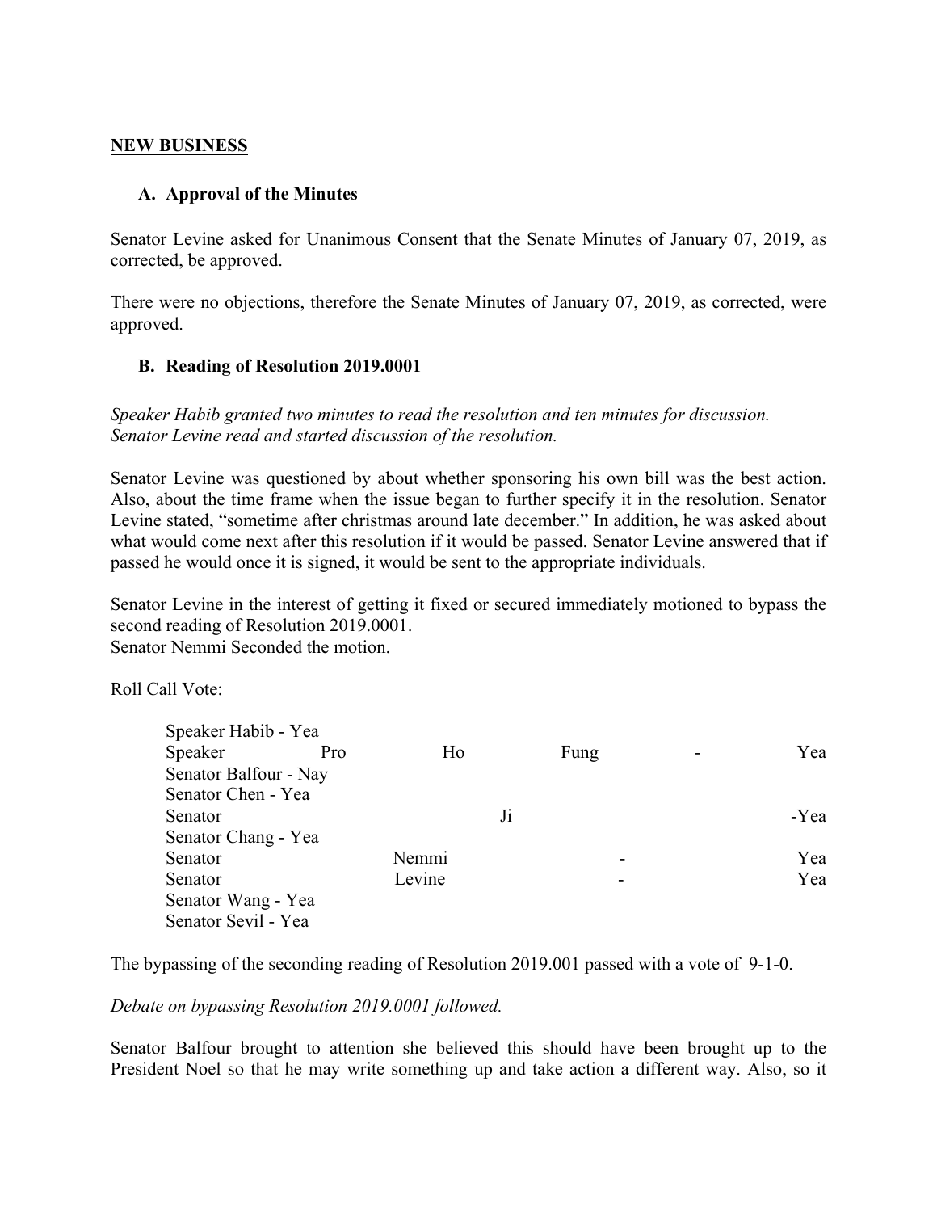**NEW BUSINESS**

**A. Approval of the Minutes**

Senator Levine asked for Unanimous Consent that the Senate Minutes of January 07, 2019, as corrected, be approved.

There were no objections, therefore the Senate Minutes of January 07, 2019, as corrected, were approved.

**B. Reading of Resolution 2019.0001**

*Speaker Habib granted two minutes to read the resolution and ten minutes for discussion. Senator Levine read and started discussion of the resolution.*

Senator Levine was questioned by about whether sponsoring his own bill was the best action. Also, about the time frame when the issue began to further specify it in the resolution. Senator Levine stated, "sometime after christmas around late december." In addition, he was asked about what would come next after this resolution if it would be passed. Senator Levine answered that if passed he would once it is signed, it would be sent to the appropriate individuals.

Senator Levine in the interest of getting it fixed or secured immediately motioned to bypass the second reading of Resolution 2019.0001.
Senator Nemmi Seconded the motion.

Roll Call Vote:

Speaker Habib - Yea
Speaker Pro Ho Fung - Yea
Senator Balfour - Nay
Senator Chen - Yea
Senator Ji -Yea
Senator Chang - Yea
Senator Nemmi - Yea
Senator Levine - Yea
Senator Wang - Yea
Senator Sevil - Yea

The bypassing of the seconding reading of Resolution 2019.001 passed with a vote of 9-1-0.

*Debate on bypassing Resolution 2019.0001 followed.*

Senator Balfour brought to attention she believed this should have been brought up to the President Noel so that he may write something up and take action a different way. Also, so it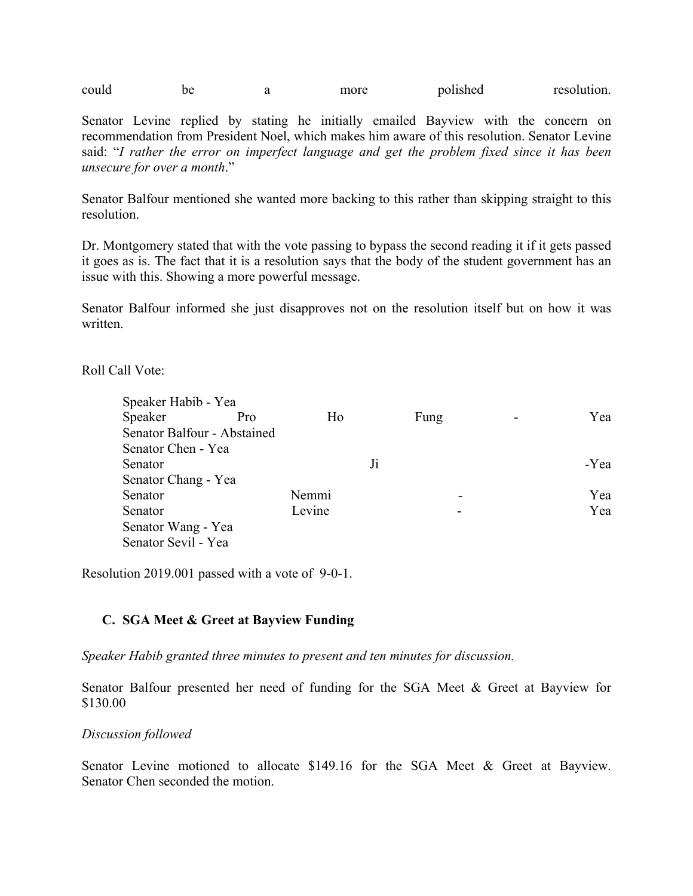could be a more polished resolution.

Senator Levine replied by stating he initially emailed Bayview with the concern on recommendation from President Noel, which makes him aware of this resolution. Senator Levine said: "*I rather the error on imperfect language and get the problem fixed since it has been unsecure for over a month*."

Senator Balfour mentioned she wanted more backing to this rather than skipping straight to this resolution.

Dr. Montgomery stated that with the vote passing to bypass the second reading it if it gets passed it goes as is. The fact that it is a resolution says that the body of the student government has an issue with this. Showing a more powerful message.

Senator Balfour informed she just disapproves not on the resolution itself but on how it was written.

Roll Call Vote:

Speaker Habib - Yea
Speaker Pro Ho Fung - Yea
Senator Balfour - Abstained
Senator Chen - Yea
Senator Ji -Yea
Senator Chang - Yea
Senator Nemmi - Yea
Senator Levine - Yea
Senator Wang - Yea
Senator Sevil - Yea

Resolution 2019.001 passed with a vote of 9-0-1.

### C. SGA Meet & Greet at Bayview Funding

*Speaker Habib granted three minutes to present and ten minutes for discussion.*

Senator Balfour presented her need of funding for the SGA Meet & Greet at Bayview for $130.00

*Discussion followed*

Senator Levine motioned to allocate $149.16 for the SGA Meet & Greet at Bayview. Senator Chen seconded the motion.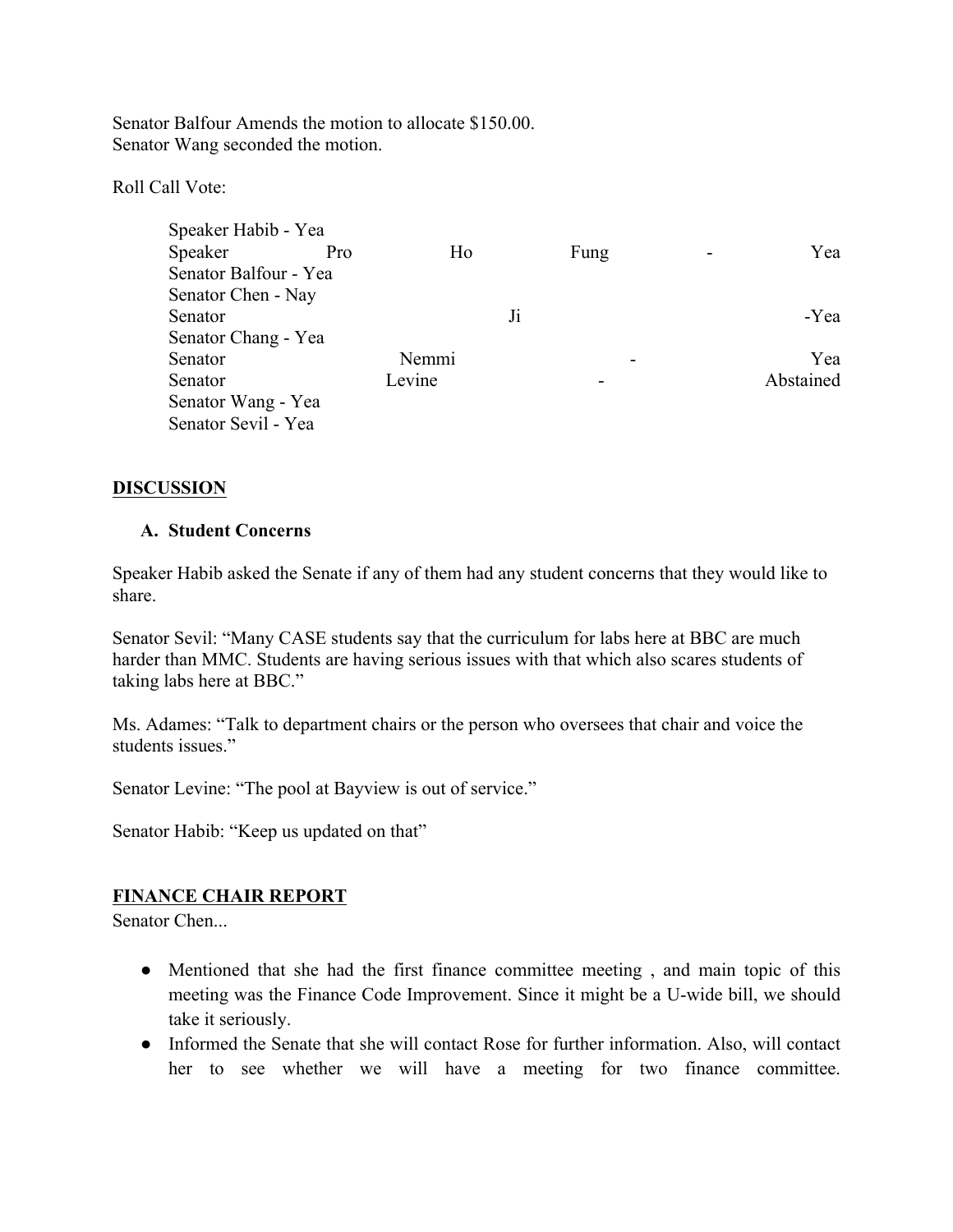Senator Balfour Amends the motion to allocate $150.00.
Senator Wang seconded the motion.

Roll Call Vote:

- Speaker Habib - Yea
- Speaker Pro Ho Fung - Yea
- Senator Balfour - Yea
- Senator Chen - Nay
- Senator Ji -Yea
- Senator Chang - Yea
- Senator Nemmi - Yea
- Senator Levine - Abstained
- Senator Wang - Yea
- Senator Sevil - Yea

## DISCUSSION

### A. Student Concerns

Speaker Habib asked the Senate if any of them had any student concerns that they would like to share.

Senator Sevil: "Many CASE students say that the curriculum for labs here at BBC are much harder than MMC. Students are having serious issues with that which also scares students of taking labs here at BBC."

Ms. Adames: "Talk to department chairs or the person who oversees that chair and voice the students issues."

Senator Levine: "The pool at Bayview is out of service."

Senator Habib: "Keep us updated on that"

## FINANCE CHAIR REPORT

Senator Chen...

- Mentioned that she had the first finance committee meeting , and main topic of this meeting was the Finance Code Improvement. Since it might be a U-wide bill, we should take it seriously.
- Informed the Senate that she will contact Rose for further information. Also, will contact her to see whether we will have a meeting for two finance committee.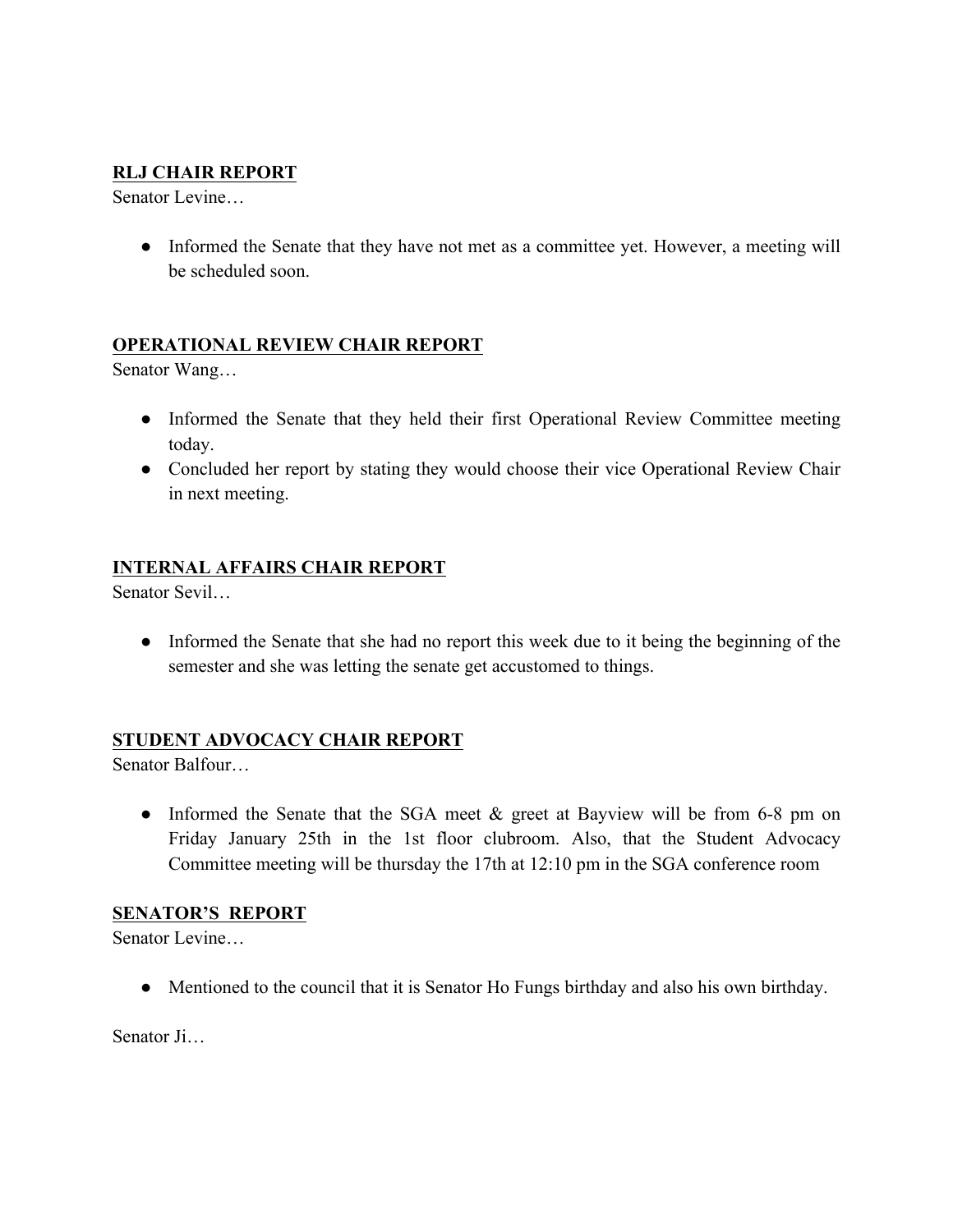**RLJ CHAIR REPORT**

Senator Levine…

- Informed the Senate that they have not met as a committee yet. However, a meeting will be scheduled soon.

**OPERATIONAL REVIEW CHAIR REPORT**

Senator Wang…

- Informed the Senate that they held their first Operational Review Committee meeting today.
- Concluded her report by stating they would choose their vice Operational Review Chair in next meeting.

**INTERNAL AFFAIRS CHAIR REPORT**

Senator Sevil…

- Informed the Senate that she had no report this week due to it being the beginning of the semester and she was letting the senate get accustomed to things.

**STUDENT ADVOCACY CHAIR REPORT**

Senator Balfour…

- Informed the Senate that the SGA meet & greet at Bayview will be from 6-8 pm on Friday January 25th in the 1st floor clubroom. Also, that the Student Advocacy Committee meeting will be thursday the 17th at 12:10 pm in the SGA conference room

**SENATOR'S REPORT**

Senator Levine…

- Mentioned to the council that it is Senator Ho Fungs birthday and also his own birthday.

Senator Ji…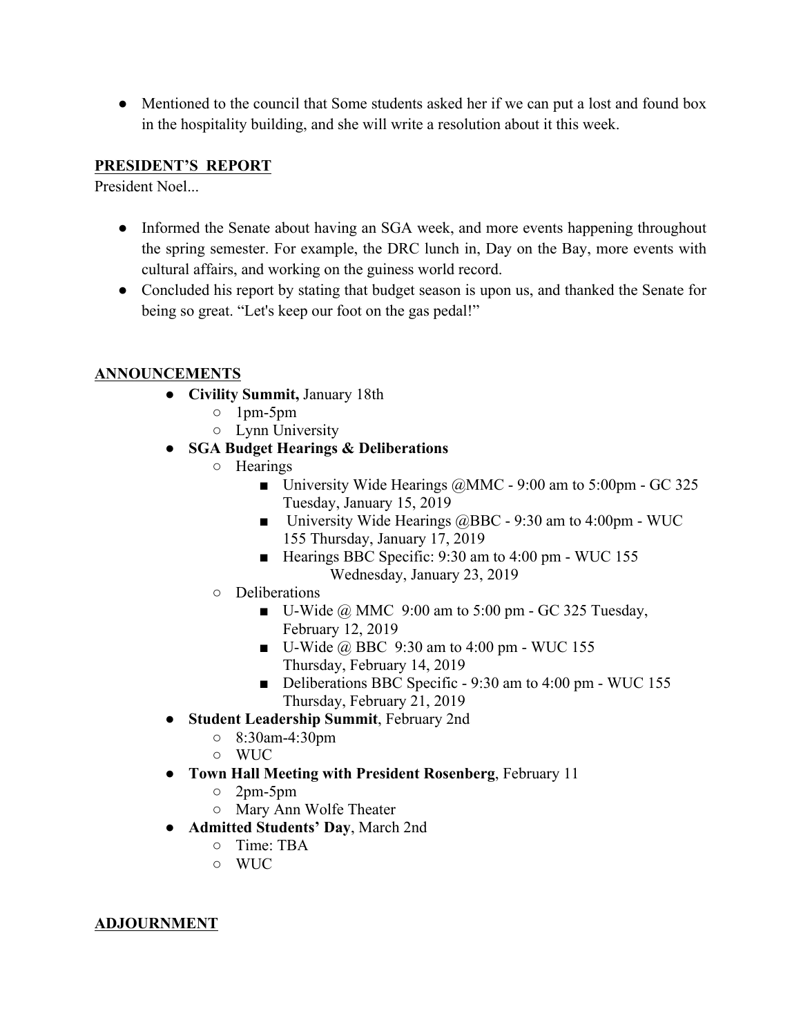- Mentioned to the council that Some students asked her if we can put a lost and found box in the hospitality building, and she will write a resolution about it this week.

**PRESIDENT'S REPORT**

President Noel...

- Informed the Senate about having an SGA week, and more events happening throughout the spring semester. For example, the DRC lunch in, Day on the Bay, more events with cultural affairs, and working on the guiness world record.
- Concluded his report by stating that budget season is upon us, and thanked the Senate for being so great. "Let's keep our foot on the gas pedal!"

**ANNOUNCEMENTS**

- **Civility Summit,** January 18th
  - 1pm-5pm
  - Lynn University
- **SGA Budget Hearings & Deliberations**
  - Hearings
    - University Wide Hearings @MMC - 9:00 am to 5:00pm - GC 325 Tuesday, January 15, 2019
    - University Wide Hearings @BBC - 9:30 am to 4:00pm - WUC 155 Thursday, January 17, 2019
    - Hearings BBC Specific: 9:30 am to 4:00 pm - WUC 155 Wednesday, January 23, 2019
  - Deliberations
    - U-Wide @ MMC 9:00 am to 5:00 pm - GC 325 Tuesday, February 12, 2019
    - U-Wide @ BBC 9:30 am to 4:00 pm - WUC 155 Thursday, February 14, 2019
    - Deliberations BBC Specific - 9:30 am to 4:00 pm - WUC 155 Thursday, February 21, 2019
- **Student Leadership Summit**, February 2nd
  - 8:30am-4:30pm
  - WUC
- **Town Hall Meeting with President Rosenberg**, February 11
  - 2pm-5pm
  - Mary Ann Wolfe Theater
- **Admitted Students' Day**, March 2nd
  - Time: TBA
  - WUC

**ADJOURNMENT**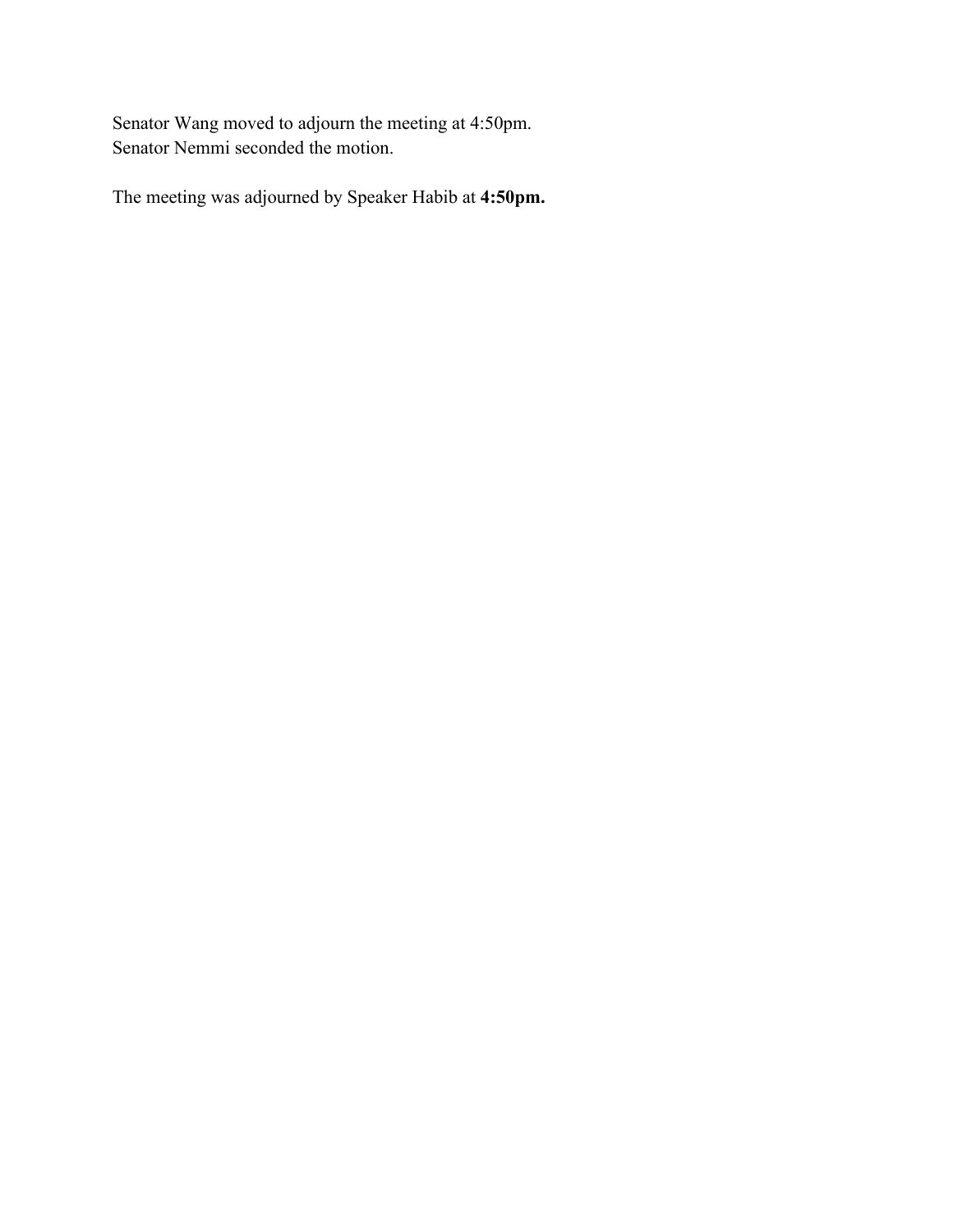Senator Wang moved to adjourn the meeting at 4:50pm.
Senator Nemmi seconded the motion.

The meeting was adjourned by Speaker Habib at **4:50pm.**